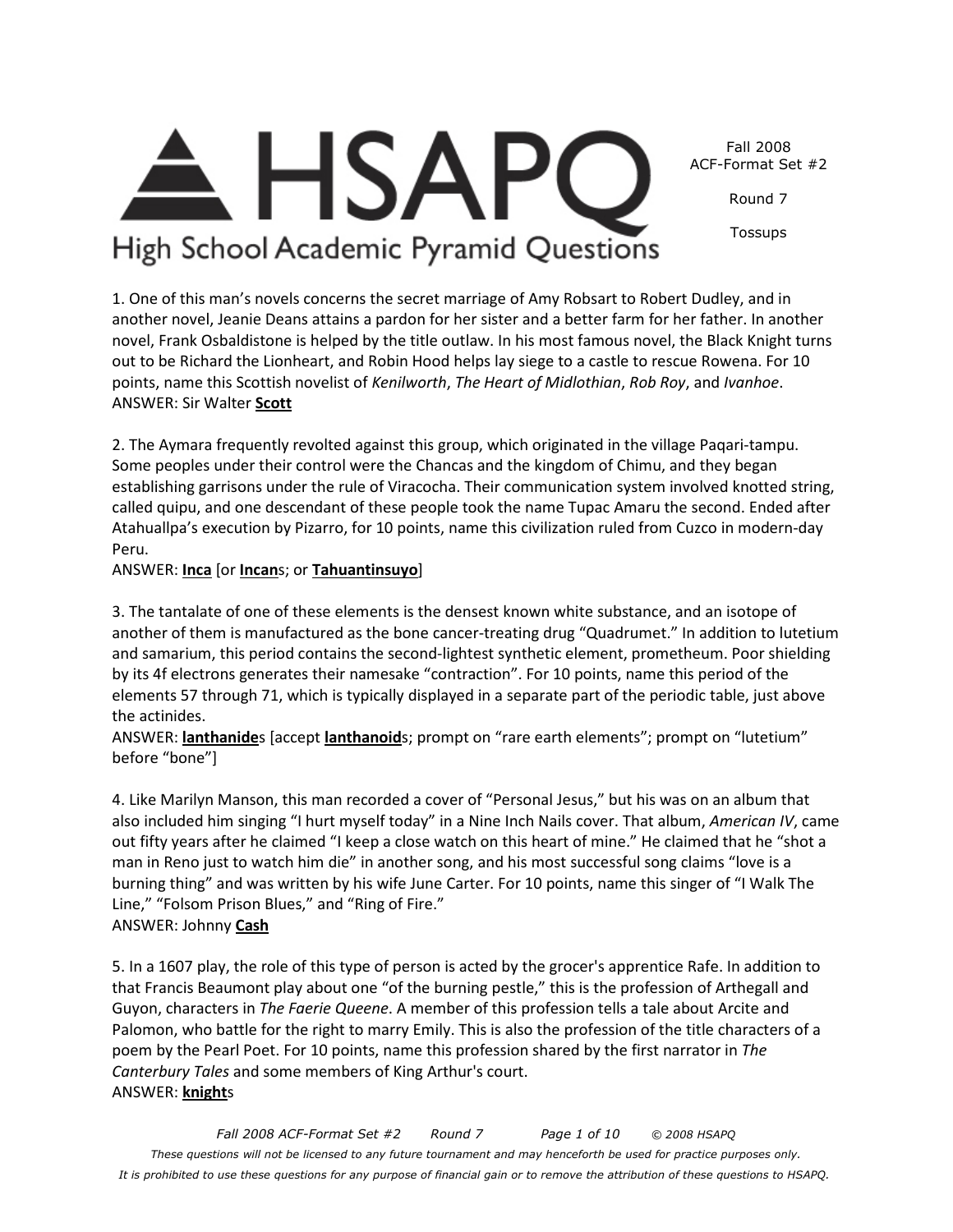# HSAPQ
## High School Academic Pyramid Questions

Fall 2008
ACF-Format Set #2

Round 7

Tossups

1. One of this man's novels concerns the secret marriage of Amy Robsart to Robert Dudley, and in another novel, Jeanie Deans attains a pardon for her sister and a better farm for her father. In another novel, Frank Osbaldistone is helped by the title outlaw. In his most famous novel, the Black Knight turns out to be Richard the Lionheart, and Robin Hood helps lay siege to a castle to rescue Rowena. For 10 points, name this Scottish novelist of *Kenilworth*, *The Heart of Midlothian*, *Rob Roy*, and *Ivanhoe*.
ANSWER: Sir Walter **Scott**

2. The Aymara frequently revolted against this group, which originated in the village Paqari-tampu. Some peoples under their control were the Chancas and the kingdom of Chimu, and they began establishing garrisons under the rule of Viracocha. Their communication system involved knotted string, called quipu, and one descendant of these people took the name Tupac Amaru the second. Ended after Atahuallpa's execution by Pizarro, for 10 points, name this civilization ruled from Cuzco in modern-day Peru.
ANSWER: **Inca** [or **Incan**s; or **Tahuantinsuyo**]

3. The tantalate of one of these elements is the densest known white substance, and an isotope of another of them is manufactured as the bone cancer-treating drug "Quadrumet." In addition to lutetium and samarium, this period contains the second-lightest synthetic element, prometheum. Poor shielding by its 4f electrons generates their namesake "contraction". For 10 points, name this period of the elements 57 through 71, which is typically displayed in a separate part of the periodic table, just above the actinides.
ANSWER: **lanthanide**s [accept **lanthanoid**s; prompt on "rare earth elements"; prompt on "lutetium" before "bone"]

4. Like Marilyn Manson, this man recorded a cover of "Personal Jesus," but his was on an album that also included him singing "I hurt myself today" in a Nine Inch Nails cover. That album, *American IV*, came out fifty years after he claimed "I keep a close watch on this heart of mine." He claimed that he "shot a man in Reno just to watch him die" in another song, and his most successful song claims "love is a burning thing" and was written by his wife June Carter. For 10 points, name this singer of "I Walk The Line," "Folsom Prison Blues," and "Ring of Fire."
ANSWER: Johnny **Cash**

5. In a 1607 play, the role of this type of person is acted by the grocer's apprentice Rafe. In addition to that Francis Beaumont play about one "of the burning pestle," this is the profession of Arthegall and Guyon, characters in *The Faerie Queene*. A member of this profession tells a tale about Arcite and Palomon, who battle for the right to marry Emily. This is also the profession of the title characters of a poem by the Pearl Poet. For 10 points, name this profession shared by the first narrator in *The Canterbury Tales* and some members of King Arthur's court.
ANSWER: **knight**s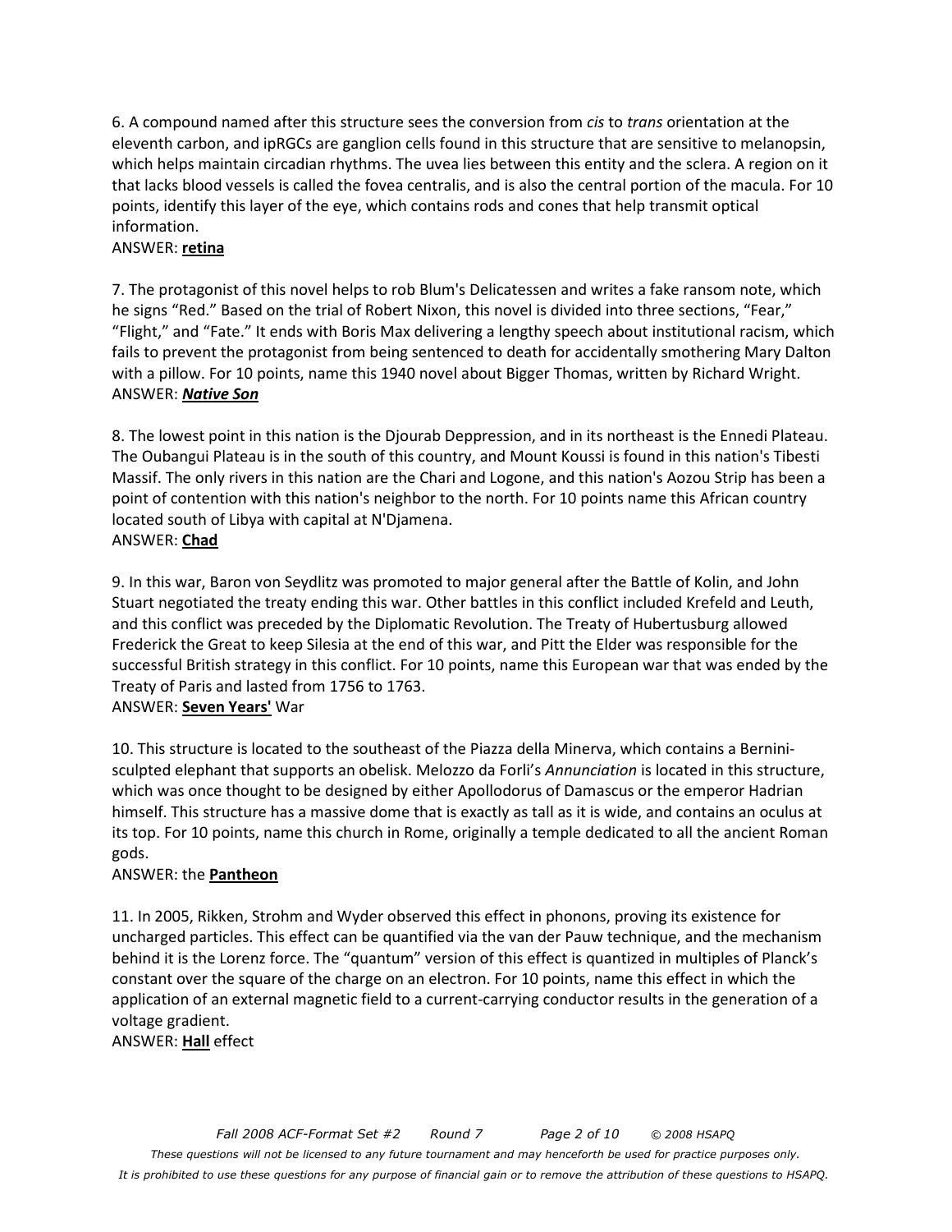6. A compound named after this structure sees the conversion from *cis* to *trans* orientation at the eleventh carbon, and ipRGCs are ganglion cells found in this structure that are sensitive to melanopsin, which helps maintain circadian rhythms. The uvea lies between this entity and the sclera. A region on it that lacks blood vessels is called the fovea centralis, and is also the central portion of the macula. For 10 points, identify this layer of the eye, which contains rods and cones that help transmit optical information.
ANSWER: **<u>retina</u>**

7. The protagonist of this novel helps to rob Blum's Delicatessen and writes a fake ransom note, which he signs "Red." Based on the trial of Robert Nixon, this novel is divided into three sections, "Fear," "Flight," and "Fate." It ends with Boris Max delivering a lengthy speech about institutional racism, which fails to prevent the protagonist from being sentenced to death for accidentally smothering Mary Dalton with a pillow. For 10 points, name this 1940 novel about Bigger Thomas, written by Richard Wright.
ANSWER: ***<u>Native Son</u>***

8. The lowest point in this nation is the Djourab Deppression, and in its northeast is the Ennedi Plateau. The Oubangui Plateau is in the south of this country, and Mount Koussi is found in this nation's Tibesti Massif. The only rivers in this nation are the Chari and Logone, and this nation's Aozou Strip has been a point of contention with this nation's neighbor to the north. For 10 points name this African country located south of Libya with capital at N'Djamena.
ANSWER: **<u>Chad</u>**

9. In this war, Baron von Seydlitz was promoted to major general after the Battle of Kolin, and John Stuart negotiated the treaty ending this war. Other battles in this conflict included Krefeld and Leuth, and this conflict was preceded by the Diplomatic Revolution. The Treaty of Hubertusburg allowed Frederick the Great to keep Silesia at the end of this war, and Pitt the Elder was responsible for the successful British strategy in this conflict. For 10 points, name this European war that was ended by the Treaty of Paris and lasted from 1756 to 1763.
ANSWER: **<u>Seven Years'</u>** War

10. This structure is located to the southeast of the Piazza della Minerva, which contains a Bernini-sculpted elephant that supports an obelisk. Melozzo da Forli's *Annunciation* is located in this structure, which was once thought to be designed by either Apollodorus of Damascus or the emperor Hadrian himself. This structure has a massive dome that is exactly as tall as it is wide, and contains an oculus at its top. For 10 points, name this church in Rome, originally a temple dedicated to all the ancient Roman gods.
ANSWER: the **<u>Pantheon</u>**

11. In 2005, Rikken, Strohm and Wyder observed this effect in phonons, proving its existence for uncharged particles. This effect can be quantified via the van der Pauw technique, and the mechanism behind it is the Lorenz force. The "quantum" version of this effect is quantized in multiples of Planck's constant over the square of the charge on an electron. For 10 points, name this effect in which the application of an external magnetic field to a current-carrying conductor results in the generation of a voltage gradient.
ANSWER: **<u>Hall</u>** effect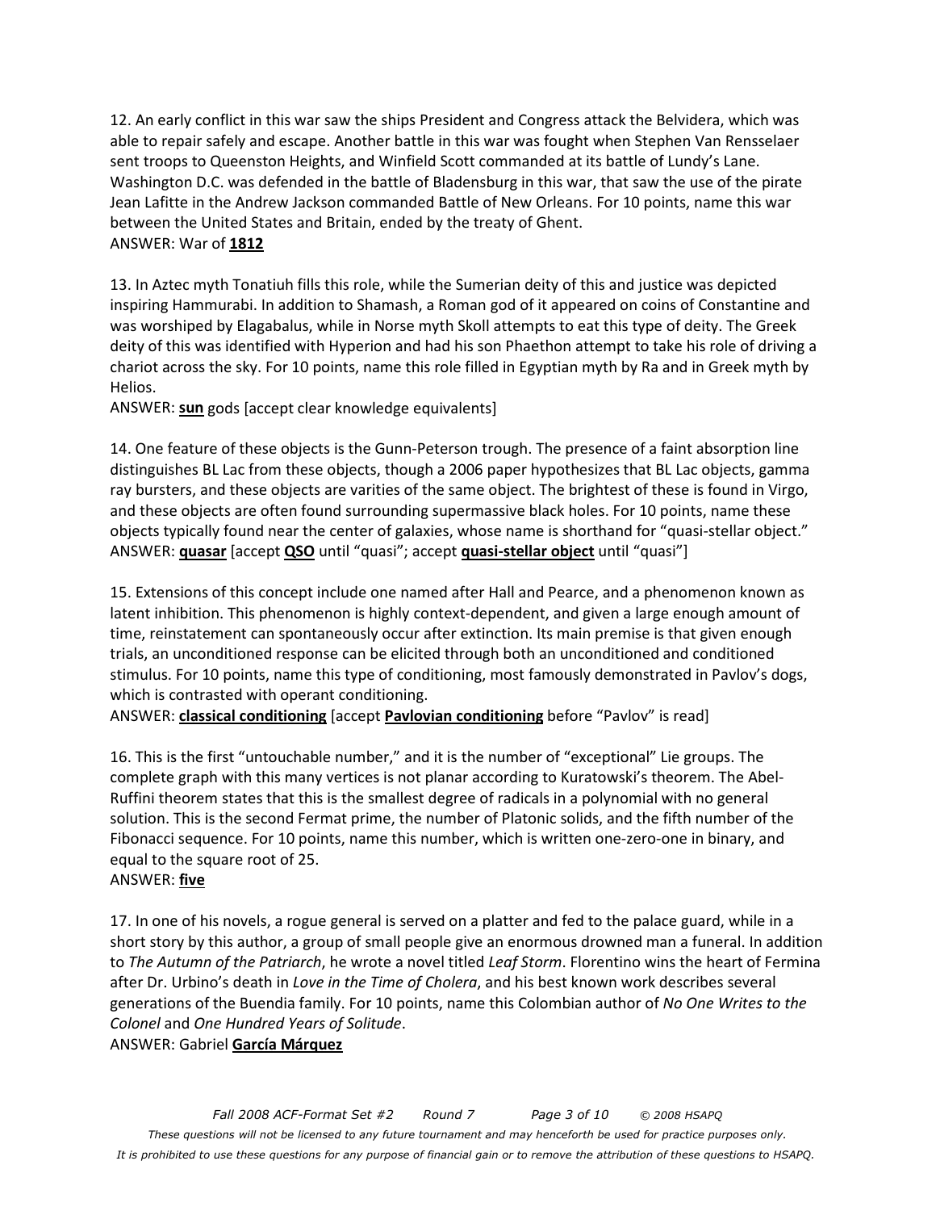12. An early conflict in this war saw the ships President and Congress attack the Belvidera, which was able to repair safely and escape. Another battle in this war was fought when Stephen Van Rensselaer sent troops to Queenston Heights, and Winfield Scott commanded at its battle of Lundy's Lane. Washington D.C. was defended in the battle of Bladensburg in this war, that saw the use of the pirate Jean Lafitte in the Andrew Jackson commanded Battle of New Orleans. For 10 points, name this war between the United States and Britain, ended by the treaty of Ghent.
ANSWER: War of **1812**

13. In Aztec myth Tonatiuh fills this role, while the Sumerian deity of this and justice was depicted inspiring Hammurabi. In addition to Shamash, a Roman god of it appeared on coins of Constantine and was worshiped by Elagabalus, while in Norse myth Skoll attempts to eat this type of deity. The Greek deity of this was identified with Hyperion and had his son Phaethon attempt to take his role of driving a chariot across the sky. For 10 points, name this role filled in Egyptian myth by Ra and in Greek myth by Helios.
ANSWER: **sun** gods [accept clear knowledge equivalents]

14. One feature of these objects is the Gunn-Peterson trough. The presence of a faint absorption line distinguishes BL Lac from these objects, though a 2006 paper hypothesizes that BL Lac objects, gamma ray bursters, and these objects are varities of the same object. The brightest of these is found in Virgo, and these objects are often found surrounding supermassive black holes. For 10 points, name these objects typically found near the center of galaxies, whose name is shorthand for "quasi-stellar object."
ANSWER: **quasar** [accept **QSO** until "quasi"; accept **quasi-stellar object** until "quasi"]

15. Extensions of this concept include one named after Hall and Pearce, and a phenomenon known as latent inhibition. This phenomenon is highly context-dependent, and given a large enough amount of time, reinstatement can spontaneously occur after extinction. Its main premise is that given enough trials, an unconditioned response can be elicited through both an unconditioned and conditioned stimulus. For 10 points, name this type of conditioning, most famously demonstrated in Pavlov's dogs, which is contrasted with operant conditioning.
ANSWER: **classical conditioning** [accept **Pavlovian conditioning** before "Pavlov" is read]

16. This is the first "untouchable number," and it is the number of "exceptional" Lie groups. The complete graph with this many vertices is not planar according to Kuratowski's theorem. The Abel-Ruffini theorem states that this is the smallest degree of radicals in a polynomial with no general solution. This is the second Fermat prime, the number of Platonic solids, and the fifth number of the Fibonacci sequence. For 10 points, name this number, which is written one-zero-one in binary, and equal to the square root of 25.
ANSWER: **five**

17. In one of his novels, a rogue general is served on a platter and fed to the palace guard, while in a short story by this author, a group of small people give an enormous drowned man a funeral. In addition to *The Autumn of the Patriarch*, he wrote a novel titled *Leaf Storm*. Florentino wins the heart of Fermina after Dr. Urbino's death in *Love in the Time of Cholera*, and his best known work describes several generations of the Buendia family. For 10 points, name this Colombian author of *No One Writes to the Colonel* and *One Hundred Years of Solitude*.
ANSWER: Gabriel **García Márquez**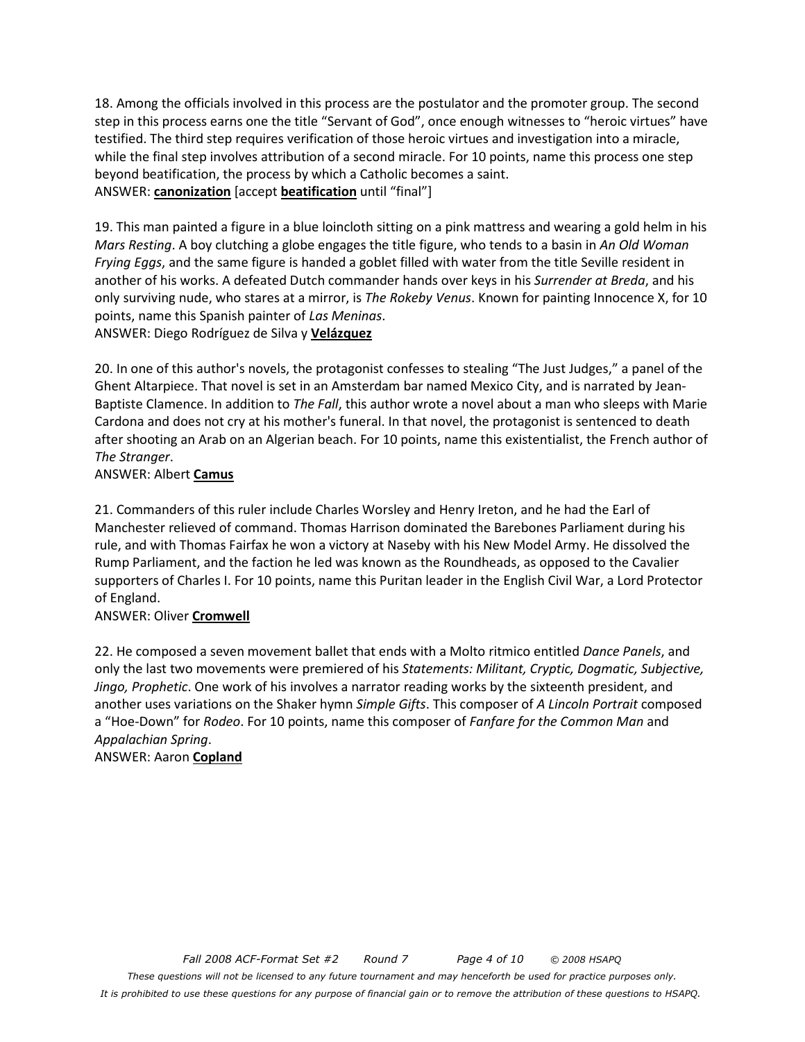18. Among the officials involved in this process are the postulator and the promoter group. The second step in this process earns one the title "Servant of God", once enough witnesses to "heroic virtues" have testified. The third step requires verification of those heroic virtues and investigation into a miracle, while the final step involves attribution of a second miracle. For 10 points, name this process one step beyond beatification, the process by which a Catholic becomes a saint.
ANSWER: **canonization** [accept **beatification** until "final"]

19. This man painted a figure in a blue loincloth sitting on a pink mattress and wearing a gold helm in his *Mars Resting*. A boy clutching a globe engages the title figure, who tends to a basin in *An Old Woman Frying Eggs*, and the same figure is handed a goblet filled with water from the title Seville resident in another of his works. A defeated Dutch commander hands over keys in his *Surrender at Breda*, and his only surviving nude, who stares at a mirror, is *The Rokeby Venus*. Known for painting Innocence X, for 10 points, name this Spanish painter of *Las Meninas*.
ANSWER: Diego Rodríguez de Silva y **Velázquez**

20. In one of this author's novels, the protagonist confesses to stealing "The Just Judges," a panel of the Ghent Altarpiece. That novel is set in an Amsterdam bar named Mexico City, and is narrated by Jean-Baptiste Clamence. In addition to *The Fall*, this author wrote a novel about a man who sleeps with Marie Cardona and does not cry at his mother's funeral. In that novel, the protagonist is sentenced to death after shooting an Arab on an Algerian beach. For 10 points, name this existentialist, the French author of *The Stranger*.
ANSWER: Albert **Camus**

21. Commanders of this ruler include Charles Worsley and Henry Ireton, and he had the Earl of Manchester relieved of command. Thomas Harrison dominated the Barebones Parliament during his rule, and with Thomas Fairfax he won a victory at Naseby with his New Model Army. He dissolved the Rump Parliament, and the faction he led was known as the Roundheads, as opposed to the Cavalier supporters of Charles I. For 10 points, name this Puritan leader in the English Civil War, a Lord Protector of England.
ANSWER: Oliver **Cromwell**

22. He composed a seven movement ballet that ends with a Molto ritmico entitled *Dance Panels*, and only the last two movements were premiered of his *Statements: Militant, Cryptic, Dogmatic, Subjective, Jingo, Prophetic*. One work of his involves a narrator reading works by the sixteenth president, and another uses variations on the Shaker hymn *Simple Gifts*. This composer of *A Lincoln Portrait* composed a "Hoe-Down" for *Rodeo*. For 10 points, name this composer of *Fanfare for the Common Man* and *Appalachian Spring*.
ANSWER: Aaron **Copland**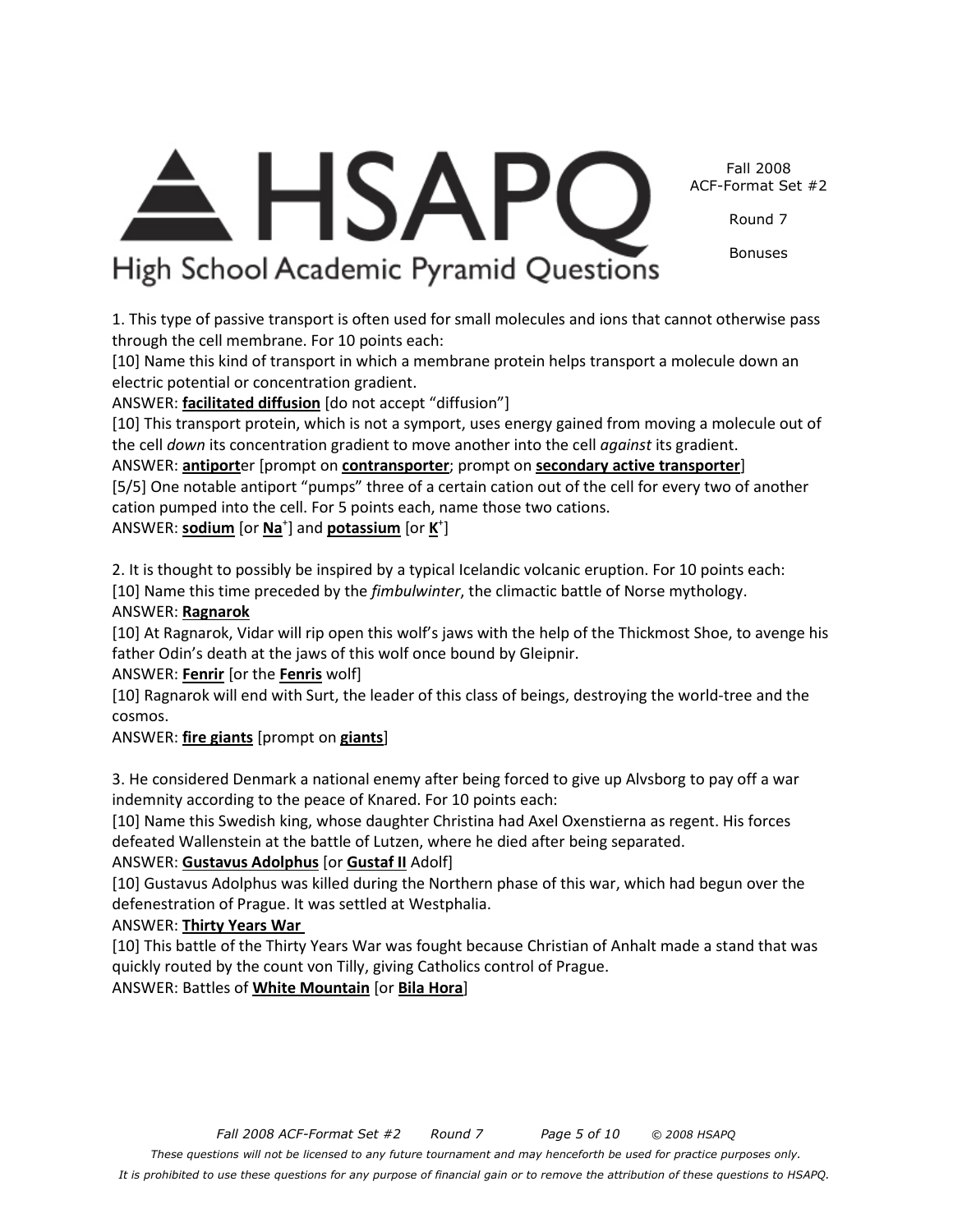Fall 2008
ACF-Format Set #2

Round 7

Bonuses

1. This type of passive transport is often used for small molecules and ions that cannot otherwise pass through the cell membrane. For 10 points each:

[10] Name this kind of transport in which a membrane protein helps transport a molecule down an electric potential or concentration gradient.

ANSWER: **facilitated diffusion** [do not accept "diffusion"]

[10] This transport protein, which is not a symport, uses energy gained from moving a molecule out of the cell *down* its concentration gradient to move another into the cell *against* its gradient.

ANSWER: **antiport**er [prompt on **contransporter**; prompt on **secondary active transporter**]

[5/5] One notable antiport "pumps" three of a certain cation out of the cell for every two of another cation pumped into the cell. For 5 points each, name those two cations.

ANSWER: **sodium** [or $Na^+$] and **potassium** [or $K^+$]

2. It is thought to possibly be inspired by a typical Icelandic volcanic eruption. For 10 points each:

[10] Name this time preceded by the *fimbulwinter*, the climactic battle of Norse mythology.

ANSWER: **Ragnarok**

[10] At Ragnarok, Vidar will rip open this wolf's jaws with the help of the Thickmost Shoe, to avenge his father Odin's death at the jaws of this wolf once bound by Gleipnir.

ANSWER: **Fenrir** [or the **Fenris** wolf]

[10] Ragnarok will end with Surt, the leader of this class of beings, destroying the world-tree and the cosmos.

ANSWER: **fire giants** [prompt on **giants**]

3. He considered Denmark a national enemy after being forced to give up Alvsborg to pay off a war indemnity according to the peace of Knared. For 10 points each:

[10] Name this Swedish king, whose daughter Christina had Axel Oxenstierna as regent. His forces defeated Wallenstein at the battle of Lutzen, where he died after being separated.

ANSWER: **Gustavus Adolphus** [or **Gustaf II** Adolf]

[10] Gustavus Adolphus was killed during the Northern phase of this war, which had begun over the defenestration of Prague. It was settled at Westphalia.

ANSWER: **Thirty Years War**

[10] This battle of the Thirty Years War was fought because Christian of Anhalt made a stand that was quickly routed by the count von Tilly, giving Catholics control of Prague.

ANSWER: Battles of **White Mountain** [or **Bila Hora**]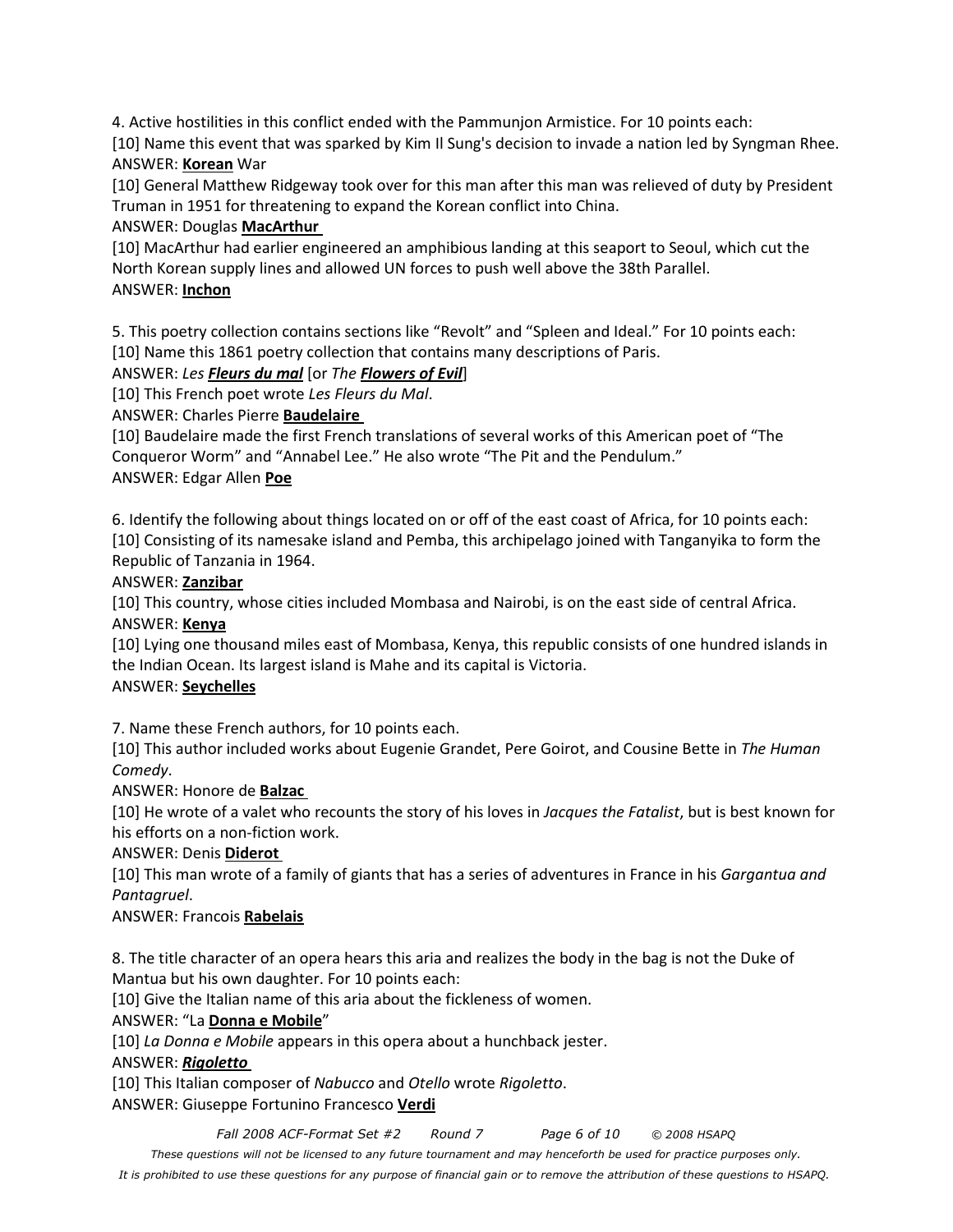4. Active hostilities in this conflict ended with the Pammunjon Armistice. For 10 points each:

[10] Name this event that was sparked by Kim Il Sung's decision to invade a nation led by Syngman Rhee.

ANSWER: **Korean** War

[10] General Matthew Ridgeway took over for this man after this man was relieved of duty by President Truman in 1951 for threatening to expand the Korean conflict into China.

ANSWER: Douglas **MacArthur**

[10] MacArthur had earlier engineered an amphibious landing at this seaport to Seoul, which cut the North Korean supply lines and allowed UN forces to push well above the 38th Parallel.

ANSWER: **Inchon**

5. This poetry collection contains sections like "Revolt" and "Spleen and Ideal." For 10 points each:

[10] Name this 1861 poetry collection that contains many descriptions of Paris.

ANSWER: *Les* ***Fleurs du mal*** [or *The* ***Flowers of Evil***]

[10] This French poet wrote *Les Fleurs du Mal*.

ANSWER: Charles Pierre **Baudelaire**

[10] Baudelaire made the first French translations of several works of this American poet of "The Conqueror Worm" and "Annabel Lee." He also wrote "The Pit and the Pendulum."

ANSWER: Edgar Allen **Poe**

6. Identify the following about things located on or off of the east coast of Africa, for 10 points each:

[10] Consisting of its namesake island and Pemba, this archipelago joined with Tanganyika to form the Republic of Tanzania in 1964.

ANSWER: **Zanzibar**

[10] This country, whose cities included Mombasa and Nairobi, is on the east side of central Africa.

ANSWER: **Kenya**

[10] Lying one thousand miles east of Mombasa, Kenya, this republic consists of one hundred islands in the Indian Ocean. Its largest island is Mahe and its capital is Victoria.

ANSWER: **Seychelles**

7. Name these French authors, for 10 points each.

[10] This author included works about Eugenie Grandet, Pere Goirot, and Cousine Bette in *The Human Comedy*.

ANSWER: Honore de **Balzac**

[10] He wrote of a valet who recounts the story of his loves in *Jacques the Fatalist*, but is best known for his efforts on a non-fiction work.

ANSWER: Denis **Diderot**

[10] This man wrote of a family of giants that has a series of adventures in France in his *Gargantua and Pantagruel*.

ANSWER: Francois **Rabelais**

8. The title character of an opera hears this aria and realizes the body in the bag is not the Duke of Mantua but his own daughter. For 10 points each:

[10] Give the Italian name of this aria about the fickleness of women.

ANSWER: "La **Donna e Mobile**"

[10] *La Donna e Mobile* appears in this opera about a hunchback jester.

ANSWER: ***Rigoletto***

[10] This Italian composer of *Nabucco* and *Otello* wrote *Rigoletto*.

ANSWER: Giuseppe Fortunino Francesco **Verdi**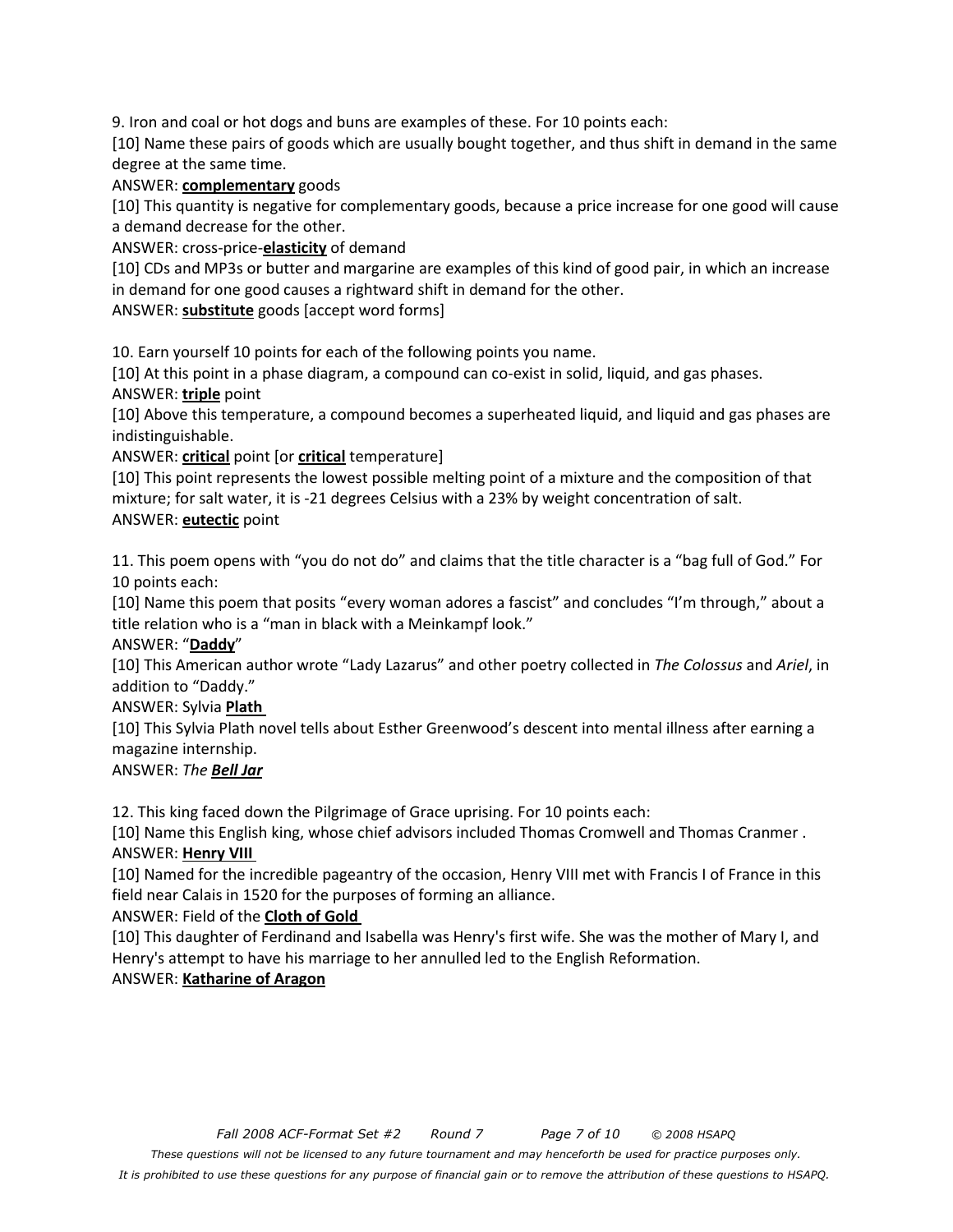9. Iron and coal or hot dogs and buns are examples of these. For 10 points each:

[10] Name these pairs of goods which are usually bought together, and thus shift in demand in the same degree at the same time.

ANSWER: **complementary** goods

[10] This quantity is negative for complementary goods, because a price increase for one good will cause a demand decrease for the other.

ANSWER: cross-price-**elasticity** of demand

[10] CDs and MP3s or butter and margarine are examples of this kind of good pair, in which an increase in demand for one good causes a rightward shift in demand for the other.

ANSWER: **substitute** goods [accept word forms]

10. Earn yourself 10 points for each of the following points you name.

[10] At this point in a phase diagram, a compound can co-exist in solid, liquid, and gas phases.

ANSWER: **triple** point

[10] Above this temperature, a compound becomes a superheated liquid, and liquid and gas phases are indistinguishable.

ANSWER: **critical** point [or **critical** temperature]

[10] This point represents the lowest possible melting point of a mixture and the composition of that mixture; for salt water, it is -21 degrees Celsius with a 23% by weight concentration of salt.

ANSWER: **eutectic** point

11. This poem opens with "you do not do" and claims that the title character is a "bag full of God." For 10 points each:

[10] Name this poem that posits "every woman adores a fascist" and concludes "I'm through," about a title relation who is a "man in black with a Meinkampf look."

ANSWER: "**Daddy**"

[10] This American author wrote "Lady Lazarus" and other poetry collected in *The Colossus* and *Ariel*, in addition to "Daddy."

ANSWER: Sylvia **Plath**

[10] This Sylvia Plath novel tells about Esther Greenwood's descent into mental illness after earning a magazine internship.

ANSWER: *The **Bell Jar***

12. This king faced down the Pilgrimage of Grace uprising. For 10 points each:

[10] Name this English king, whose chief advisors included Thomas Cromwell and Thomas Cranmer .

ANSWER: **Henry VIII**

[10] Named for the incredible pageantry of the occasion, Henry VIII met with Francis I of France in this field near Calais in 1520 for the purposes of forming an alliance.

ANSWER: Field of the **Cloth of Gold**

[10] This daughter of Ferdinand and Isabella was Henry's first wife. She was the mother of Mary I, and Henry's attempt to have his marriage to her annulled led to the English Reformation.

ANSWER: **Katharine of Aragon**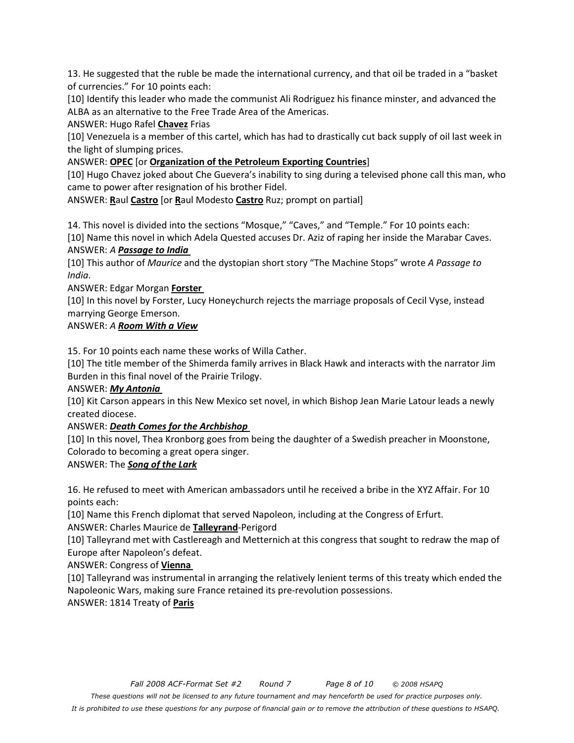13. He suggested that the ruble be made the international currency, and that oil be traded in a "basket of currencies." For 10 points each:

[10] Identify this leader who made the communist Ali Rodriguez his finance minster, and advanced the ALBA as an alternative to the Free Trade Area of the Americas.

ANSWER: Hugo Rafel **Chavez** Frias

[10] Venezuela is a member of this cartel, which has had to drastically cut back supply of oil last week in the light of slumping prices.

ANSWER: **OPEC** [or **Organization of the Petroleum Exporting Countries**]

[10] Hugo Chavez joked about Che Guevera's inability to sing during a televised phone call this man, who came to power after resignation of his brother Fidel.

ANSWER: **R**aul **Castro** [or **R**aul Modesto **Castro** Ruz; prompt on partial]

14. This novel is divided into the sections "Mosque," "Caves," and "Temple." For 10 points each:

[10] Name this novel in which Adela Quested accuses Dr. Aziz of raping her inside the Marabar Caves.

ANSWER: *A* ***Passage to India***

[10] This author of *Maurice* and the dystopian short story "The Machine Stops" wrote *A Passage to India*.

ANSWER: Edgar Morgan **Forster**

[10] In this novel by Forster, Lucy Honeychurch rejects the marriage proposals of Cecil Vyse, instead marrying George Emerson.

ANSWER: *A* ***Room With a View***

15. For 10 points each name these works of Willa Cather.

[10] The title member of the Shimerda family arrives in Black Hawk and interacts with the narrator Jim Burden in this final novel of the Prairie Trilogy.

ANSWER: ***My Antonia***

[10] Kit Carson appears in this New Mexico set novel, in which Bishop Jean Marie Latour leads a newly created diocese.

ANSWER: ***Death Comes for the Archbishop***

[10] In this novel, Thea Kronborg goes from being the daughter of a Swedish preacher in Moonstone, Colorado to becoming a great opera singer.

ANSWER: The ***Song of the Lark***

16. He refused to meet with American ambassadors until he received a bribe in the XYZ Affair. For 10 points each:

[10] Name this French diplomat that served Napoleon, including at the Congress of Erfurt.

ANSWER: Charles Maurice de **Talleyrand**-Perigord

[10] Talleyrand met with Castlereagh and Metternich at this congress that sought to redraw the map of Europe after Napoleon's defeat.

ANSWER: Congress of **Vienna**

[10] Talleyrand was instrumental in arranging the relatively lenient terms of this treaty which ended the Napoleonic Wars, making sure France retained its pre-revolution possessions.

ANSWER: 1814 Treaty of **Paris**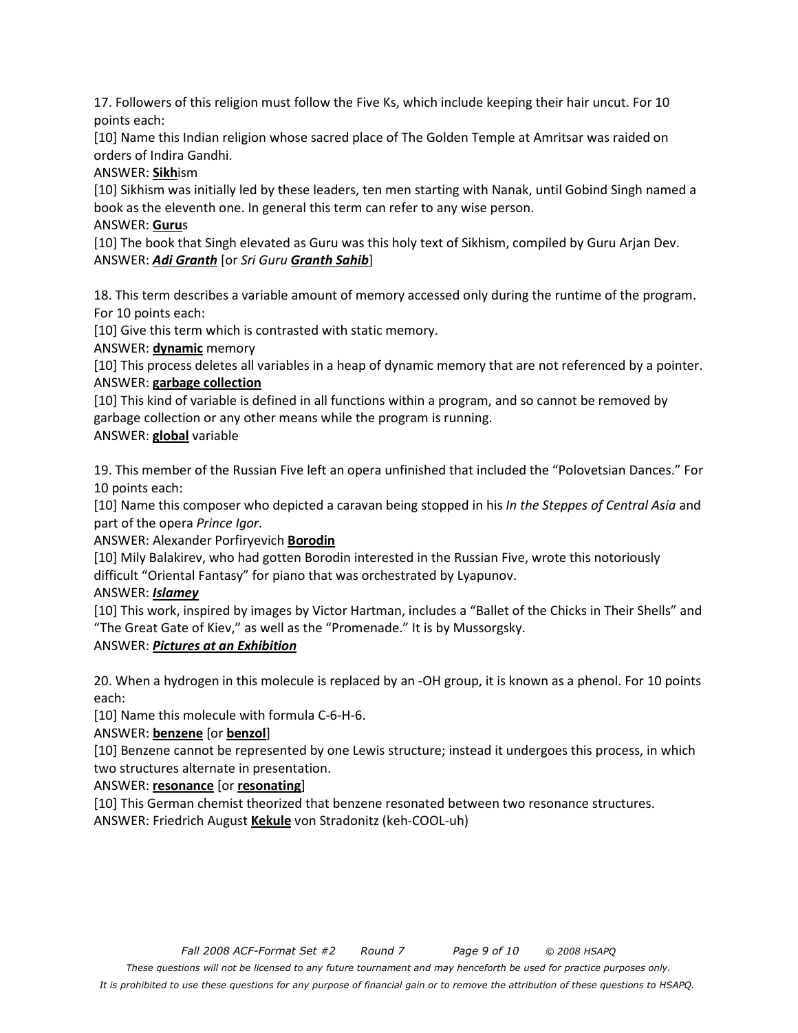17. Followers of this religion must follow the Five Ks, which include keeping their hair uncut. For 10 points each:

[10] Name this Indian religion whose sacred place of The Golden Temple at Amritsar was raided on orders of Indira Gandhi.

ANSWER: **Sikh**ism

[10] Sikhism was initially led by these leaders, ten men starting with Nanak, until Gobind Singh named a book as the eleventh one. In general this term can refer to any wise person.

ANSWER: **Guru**s

[10] The book that Singh elevated as Guru was this holy text of Sikhism, compiled by Guru Arjan Dev.

ANSWER: ***Adi Granth*** [or *Sri Guru* ***Granth Sahib***]

18. This term describes a variable amount of memory accessed only during the runtime of the program. For 10 points each:

[10] Give this term which is contrasted with static memory.

ANSWER: **dynamic** memory

[10] This process deletes all variables in a heap of dynamic memory that are not referenced by a pointer.

ANSWER: **garbage collection**

[10] This kind of variable is defined in all functions within a program, and so cannot be removed by garbage collection or any other means while the program is running.

ANSWER: **global** variable

19. This member of the Russian Five left an opera unfinished that included the "Polovetsian Dances." For 10 points each:

[10] Name this composer who depicted a caravan being stopped in his *In the Steppes of Central Asia* and part of the opera *Prince Igor*.

ANSWER: Alexander Porfiryevich **Borodin**

[10] Mily Balakirev, who had gotten Borodin interested in the Russian Five, wrote this notoriously difficult "Oriental Fantasy" for piano that was orchestrated by Lyapunov.

ANSWER: ***Islamey***

[10] This work, inspired by images by Victor Hartman, includes a "Ballet of the Chicks in Their Shells" and "The Great Gate of Kiev," as well as the "Promenade." It is by Mussorgsky.

ANSWER: ***Pictures at an Exhibition***

20. When a hydrogen in this molecule is replaced by an -OH group, it is known as a phenol. For 10 points each:

[10] Name this molecule with formula C-6-H-6.

ANSWER: **benzene** [or **benzol**]

[10] Benzene cannot be represented by one Lewis structure; instead it undergoes this process, in which two structures alternate in presentation.

ANSWER: **resonance** [or **resonating**]

[10] This German chemist theorized that benzene resonated between two resonance structures.

ANSWER: Friedrich August **Kekule** von Stradonitz (keh-COOL-uh)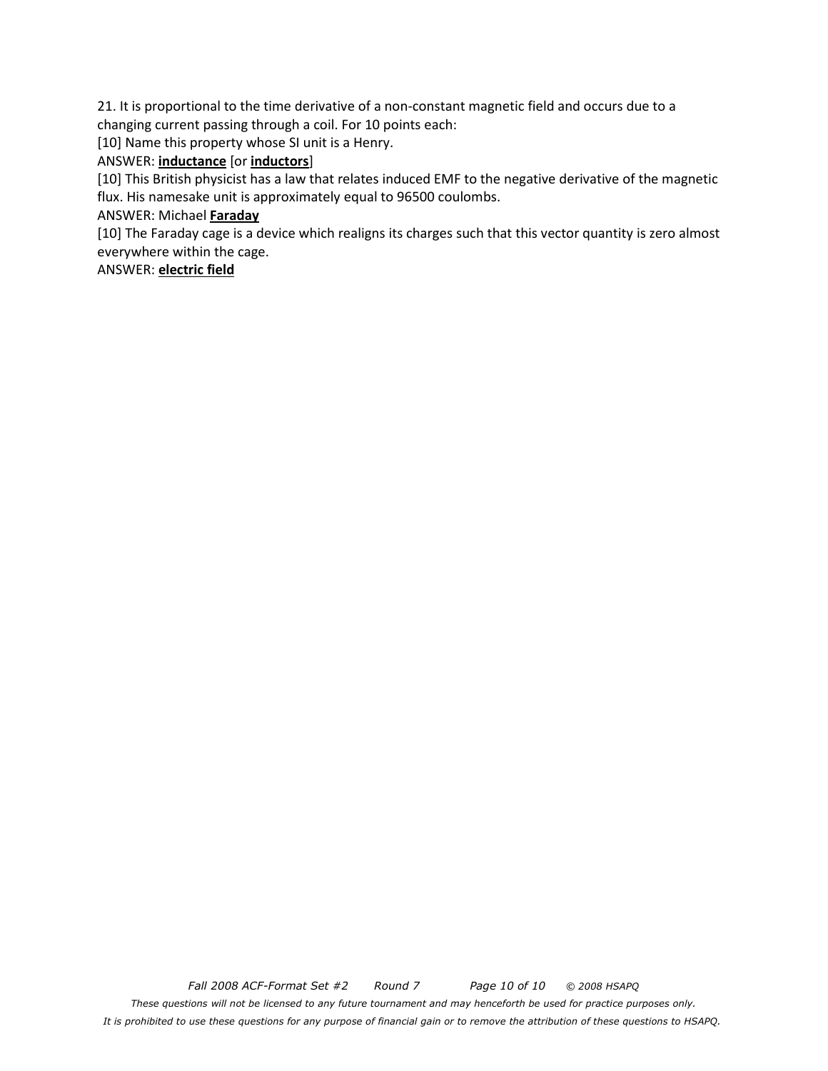21. It is proportional to the time derivative of a non-constant magnetic field and occurs due to a changing current passing through a coil. For 10 points each:

[10] Name this property whose SI unit is a Henry.

ANSWER: **inductance** [or **inductors**]

[10] This British physicist has a law that relates induced EMF to the negative derivative of the magnetic flux. His namesake unit is approximately equal to 96500 coulombs.

ANSWER: Michael **Faraday**

[10] The Faraday cage is a device which realigns its charges such that this vector quantity is zero almost everywhere within the cage.

ANSWER: **electric field**